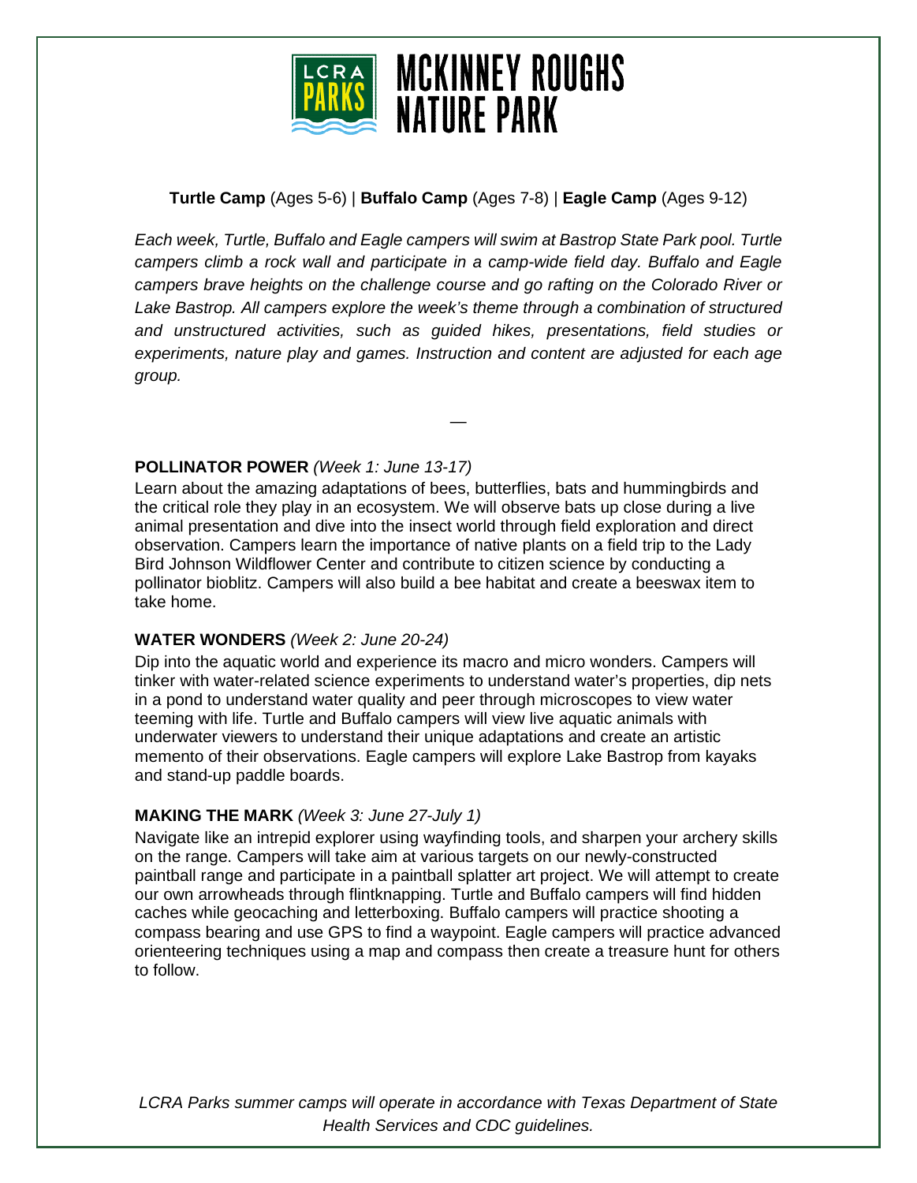# MCKINNEY ROUGHS NATURE PARK

**Turtle Camp** (Ages 5-6) | **Buffalo Camp** (Ages 7-8) | **Eagle Camp** (Ages 9-12)

*Each week, Turtle, Buffalo and Eagle campers will swim at Bastrop State Park pool. Turtle campers climb a rock wall and participate in a camp-wide field day. Buffalo and Eagle campers brave heights on the challenge course and go rafting on the Colorado River or Lake Bastrop. All campers explore the week's theme through a combination of structured and unstructured activities, such as guided hikes, presentations, field studies or experiments, nature play and games. Instruction and content are adjusted for each age group.*

—

**POLLINATOR POWER** *(Week 1: June 13-17)*

Learn about the amazing adaptations of bees, butterflies, bats and hummingbirds and the critical role they play in an ecosystem. We will observe bats up close during a live animal presentation and dive into the insect world through field exploration and direct observation. Campers learn the importance of native plants on a field trip to the Lady Bird Johnson Wildflower Center and contribute to citizen science by conducting a pollinator bioblitz. Campers will also build a bee habitat and create a beeswax item to take home.

**WATER WONDERS** *(Week 2: June 20-24)*

Dip into the aquatic world and experience its macro and micro wonders. Campers will tinker with water-related science experiments to understand water's properties, dip nets in a pond to understand water quality and peer through microscopes to view water teeming with life. Turtle and Buffalo campers will view live aquatic animals with underwater viewers to understand their unique adaptations and create an artistic memento of their observations. Eagle campers will explore Lake Bastrop from kayaks and stand-up paddle boards.

**MAKING THE MARK** *(Week 3: June 27-July 1)*

Navigate like an intrepid explorer using wayfinding tools, and sharpen your archery skills on the range. Campers will take aim at various targets on our newly-constructed paintball range and participate in a paintball splatter art project. We will attempt to create our own arrowheads through flintknapping. Turtle and Buffalo campers will find hidden caches while geocaching and letterboxing. Buffalo campers will practice shooting a compass bearing and use GPS to find a waypoint. Eagle campers will practice advanced orienteering techniques using a map and compass then create a treasure hunt for others to follow.

*LCRA Parks summer camps will operate in accordance with Texas Department of State Health Services and CDC guidelines.*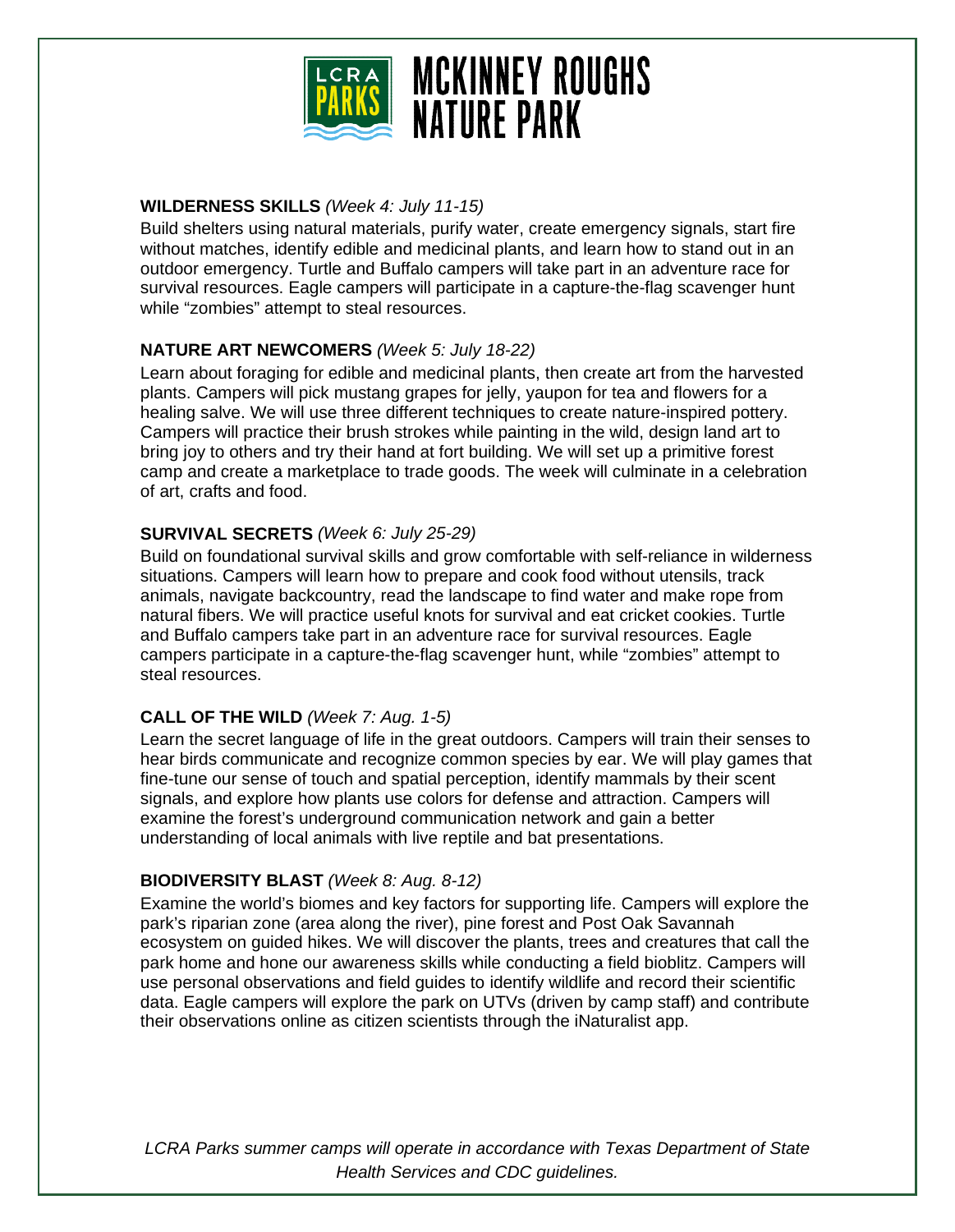# MCKINNEY ROUGHS NATURE PARK

**WILDERNESS SKILLS** *(Week 4: July 11-15)*
Build shelters using natural materials, purify water, create emergency signals, start fire without matches, identify edible and medicinal plants, and learn how to stand out in an outdoor emergency. Turtle and Buffalo campers will take part in an adventure race for survival resources. Eagle campers will participate in a capture-the-flag scavenger hunt while "zombies" attempt to steal resources.

**NATURE ART NEWCOMERS** *(Week 5: July 18-22)*
Learn about foraging for edible and medicinal plants, then create art from the harvested plants. Campers will pick mustang grapes for jelly, yaupon for tea and flowers for a healing salve. We will use three different techniques to create nature-inspired pottery. Campers will practice their brush strokes while painting in the wild, design land art to bring joy to others and try their hand at fort building. We will set up a primitive forest camp and create a marketplace to trade goods. The week will culminate in a celebration of art, crafts and food.

**SURVIVAL SECRETS** *(Week 6: July 25-29)*
Build on foundational survival skills and grow comfortable with self-reliance in wilderness situations. Campers will learn how to prepare and cook food without utensils, track animals, navigate backcountry, read the landscape to find water and make rope from natural fibers. We will practice useful knots for survival and eat cricket cookies. Turtle and Buffalo campers take part in an adventure race for survival resources. Eagle campers participate in a capture-the-flag scavenger hunt, while "zombies" attempt to steal resources.

**CALL OF THE WILD** *(Week 7: Aug. 1-5)*
Learn the secret language of life in the great outdoors. Campers will train their senses to hear birds communicate and recognize common species by ear. We will play games that fine-tune our sense of touch and spatial perception, identify mammals by their scent signals, and explore how plants use colors for defense and attraction. Campers will examine the forest's underground communication network and gain a better understanding of local animals with live reptile and bat presentations.

**BIODIVERSITY BLAST** *(Week 8: Aug. 8-12)*
Examine the world's biomes and key factors for supporting life. Campers will explore the park's riparian zone (area along the river), pine forest and Post Oak Savannah ecosystem on guided hikes. We will discover the plants, trees and creatures that call the park home and hone our awareness skills while conducting a field bioblitz. Campers will use personal observations and field guides to identify wildlife and record their scientific data. Eagle campers will explore the park on UTVs (driven by camp staff) and contribute their observations online as citizen scientists through the iNaturalist app.

*LCRA Parks summer camps will operate in accordance with Texas Department of State Health Services and CDC guidelines.*